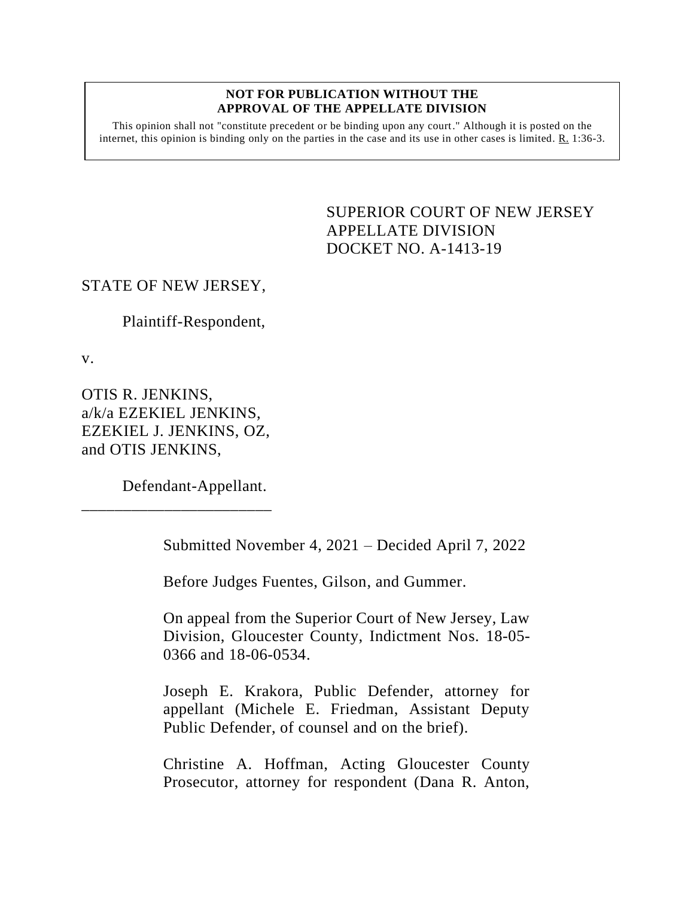**NOT FOR PUBLICATION WITHOUT THE APPROVAL OF THE APPELLATE DIVISION**

This opinion shall not "constitute precedent or be binding upon any court." Although it is posted on the internet, this opinion is binding only on the parties in the case and its use in other cases is limited. R. 1:36-3.

SUPERIOR COURT OF NEW JERSEY
APPELLATE DIVISION
DOCKET NO. A-1413-19

STATE OF NEW JERSEY,

Plaintiff-Respondent,

v.

OTIS R. JENKINS,
a/k/a EZEKIEL JENKINS,
EZEKIEL J. JENKINS, OZ,
and OTIS JENKINS,

Defendant-Appellant.

_______________________

Submitted November 4, 2021 – Decided April 7, 2022

Before Judges Fuentes, Gilson, and Gummer.

On appeal from the Superior Court of New Jersey, Law Division, Gloucester County, Indictment Nos. 18-05-0366 and 18-06-0534.

Joseph E. Krakora, Public Defender, attorney for appellant (Michele E. Friedman, Assistant Deputy Public Defender, of counsel and on the brief).

Christine A. Hoffman, Acting Gloucester County Prosecutor, attorney for respondent (Dana R. Anton,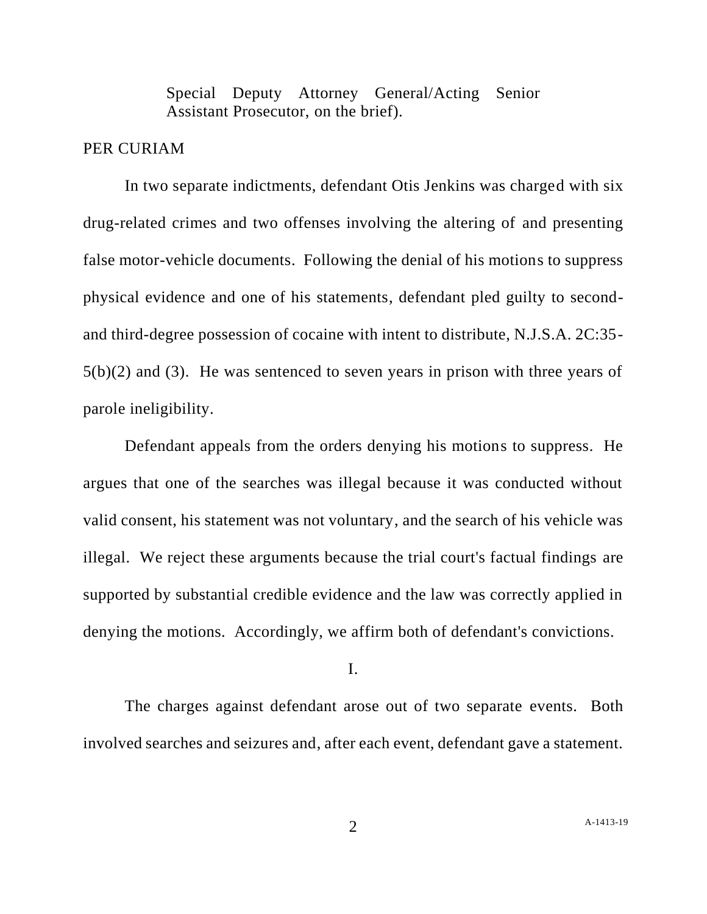Special Deputy Attorney General/Acting Senior Assistant Prosecutor, on the brief).

PER CURIAM

In two separate indictments, defendant Otis Jenkins was charged with six drug-related crimes and two offenses involving the altering of and presenting false motor-vehicle documents. Following the denial of his motions to suppress physical evidence and one of his statements, defendant pled guilty to second- and third-degree possession of cocaine with intent to distribute, N.J.S.A. 2C:35-5(b)(2) and (3). He was sentenced to seven years in prison with three years of parole ineligibility.

Defendant appeals from the orders denying his motions to suppress. He argues that one of the searches was illegal because it was conducted without valid consent, his statement was not voluntary, and the search of his vehicle was illegal. We reject these arguments because the trial court's factual findings are supported by substantial credible evidence and the law was correctly applied in denying the motions. Accordingly, we affirm both of defendant's convictions.

I.

The charges against defendant arose out of two separate events. Both involved searches and seizures and, after each event, defendant gave a statement.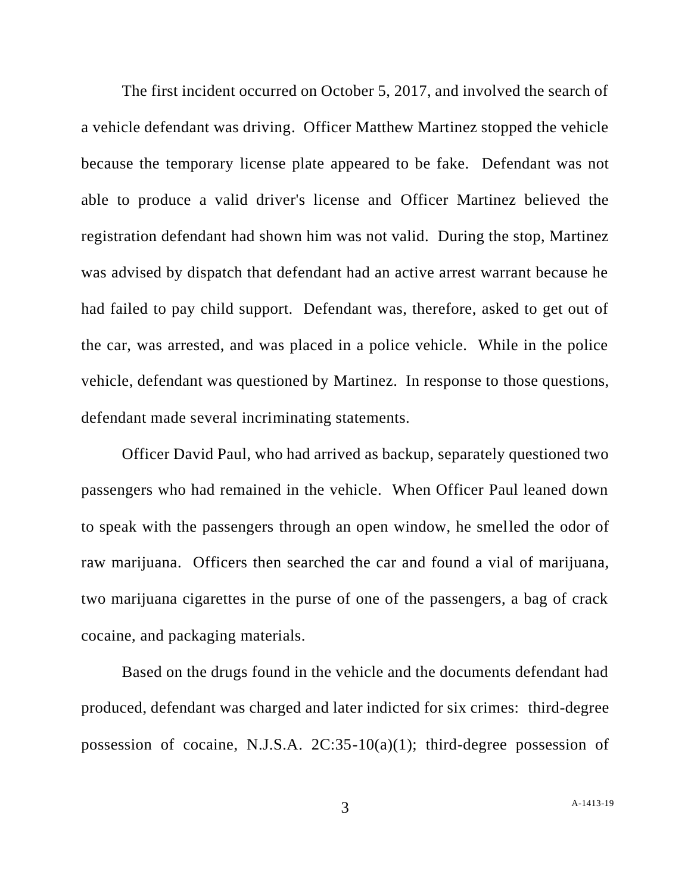The first incident occurred on October 5, 2017, and involved the search of a vehicle defendant was driving. Officer Matthew Martinez stopped the vehicle because the temporary license plate appeared to be fake. Defendant was not able to produce a valid driver's license and Officer Martinez believed the registration defendant had shown him was not valid. During the stop, Martinez was advised by dispatch that defendant had an active arrest warrant because he had failed to pay child support. Defendant was, therefore, asked to get out of the car, was arrested, and was placed in a police vehicle. While in the police vehicle, defendant was questioned by Martinez. In response to those questions, defendant made several incriminating statements.

Officer David Paul, who had arrived as backup, separately questioned two passengers who had remained in the vehicle. When Officer Paul leaned down to speak with the passengers through an open window, he smelled the odor of raw marijuana. Officers then searched the car and found a vial of marijuana, two marijuana cigarettes in the purse of one of the passengers, a bag of crack cocaine, and packaging materials.

Based on the drugs found in the vehicle and the documents defendant had produced, defendant was charged and later indicted for six crimes: third-degree possession of cocaine, N.J.S.A. 2C:35-10(a)(1); third-degree possession of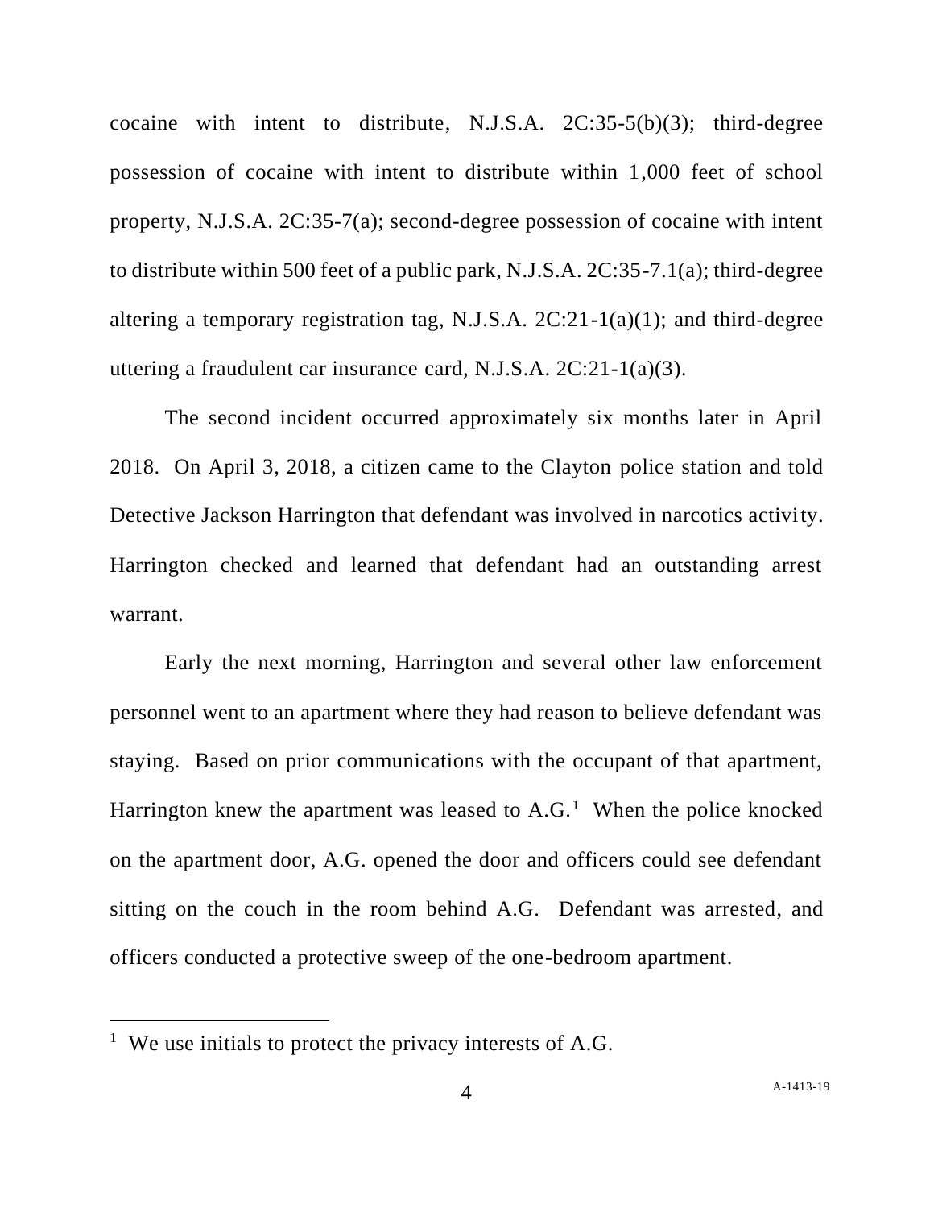cocaine with intent to distribute, N.J.S.A. 2C:35-5(b)(3); third-degree possession of cocaine with intent to distribute within 1,000 feet of school property, N.J.S.A. 2C:35-7(a); second-degree possession of cocaine with intent to distribute within 500 feet of a public park, N.J.S.A. 2C:35-7.1(a); third-degree altering a temporary registration tag, N.J.S.A. 2C:21-1(a)(1); and third-degree uttering a fraudulent car insurance card, N.J.S.A. 2C:21-1(a)(3).

The second incident occurred approximately six months later in April 2018. On April 3, 2018, a citizen came to the Clayton police station and told Detective Jackson Harrington that defendant was involved in narcotics activity. Harrington checked and learned that defendant had an outstanding arrest warrant.

Early the next morning, Harrington and several other law enforcement personnel went to an apartment where they had reason to believe defendant was staying. Based on prior communications with the occupant of that apartment, Harrington knew the apartment was leased to A.G.[1] When the police knocked on the apartment door, A.G. opened the door and officers could see defendant sitting on the couch in the room behind A.G. Defendant was arrested, and officers conducted a protective sweep of the one-bedroom apartment.

[1] We use initials to protect the privacy interests of A.G.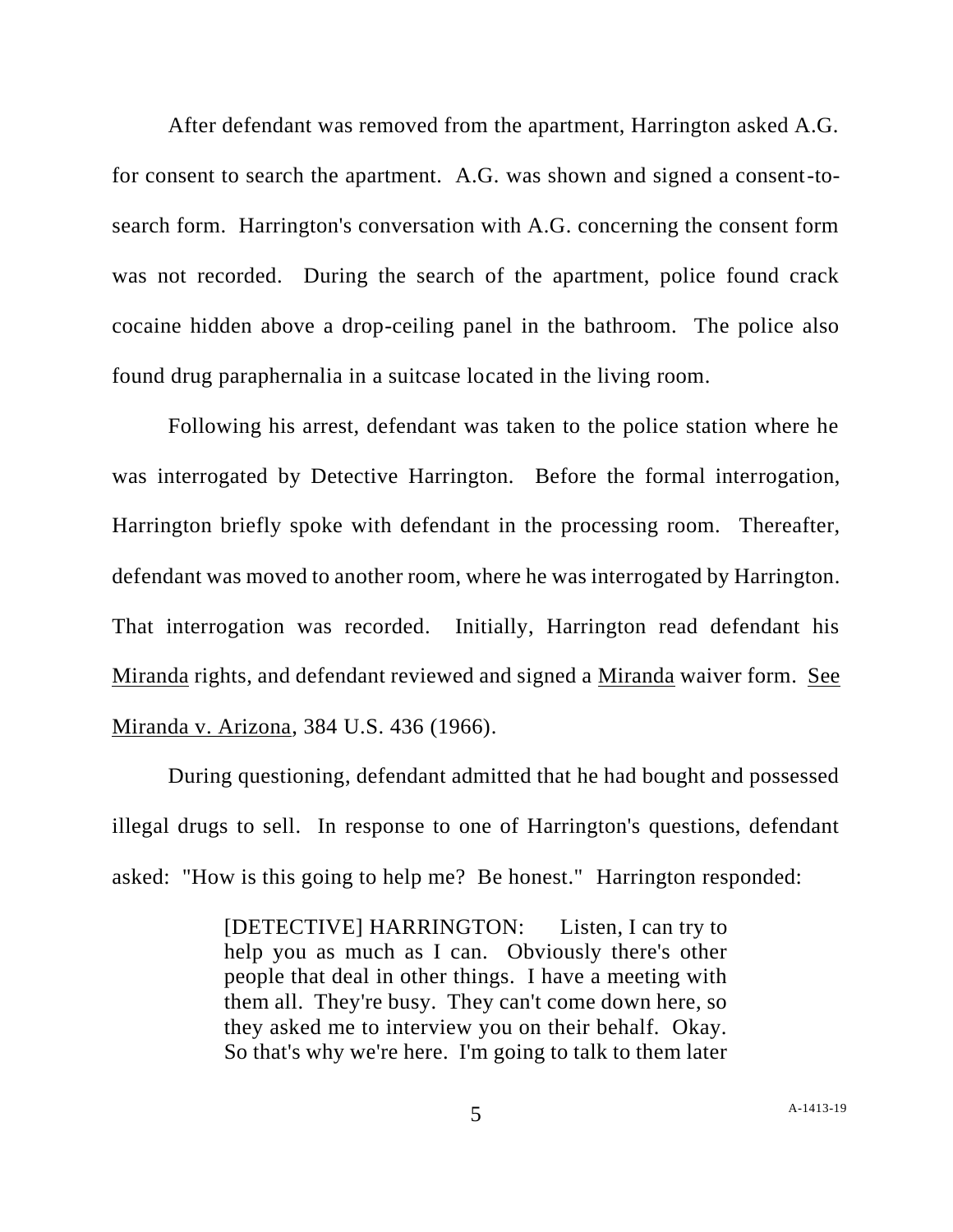After defendant was removed from the apartment, Harrington asked A.G. for consent to search the apartment. A.G. was shown and signed a consent-to-search form. Harrington's conversation with A.G. concerning the consent form was not recorded. During the search of the apartment, police found crack cocaine hidden above a drop-ceiling panel in the bathroom. The police also found drug paraphernalia in a suitcase located in the living room.

Following his arrest, defendant was taken to the police station where he was interrogated by Detective Harrington. Before the formal interrogation, Harrington briefly spoke with defendant in the processing room. Thereafter, defendant was moved to another room, where he was interrogated by Harrington. That interrogation was recorded. Initially, Harrington read defendant his Miranda rights, and defendant reviewed and signed a Miranda waiver form. See Miranda v. Arizona, 384 U.S. 436 (1966).

During questioning, defendant admitted that he had bought and possessed illegal drugs to sell. In response to one of Harrington's questions, defendant asked: "How is this going to help me? Be honest." Harrington responded:

> [DETECTIVE] HARRINGTON: Listen, I can try to help you as much as I can. Obviously there's other people that deal in other things. I have a meeting with them all. They're busy. They can't come down here, so they asked me to interview you on their behalf. Okay. So that's why we're here. I'm going to talk to them later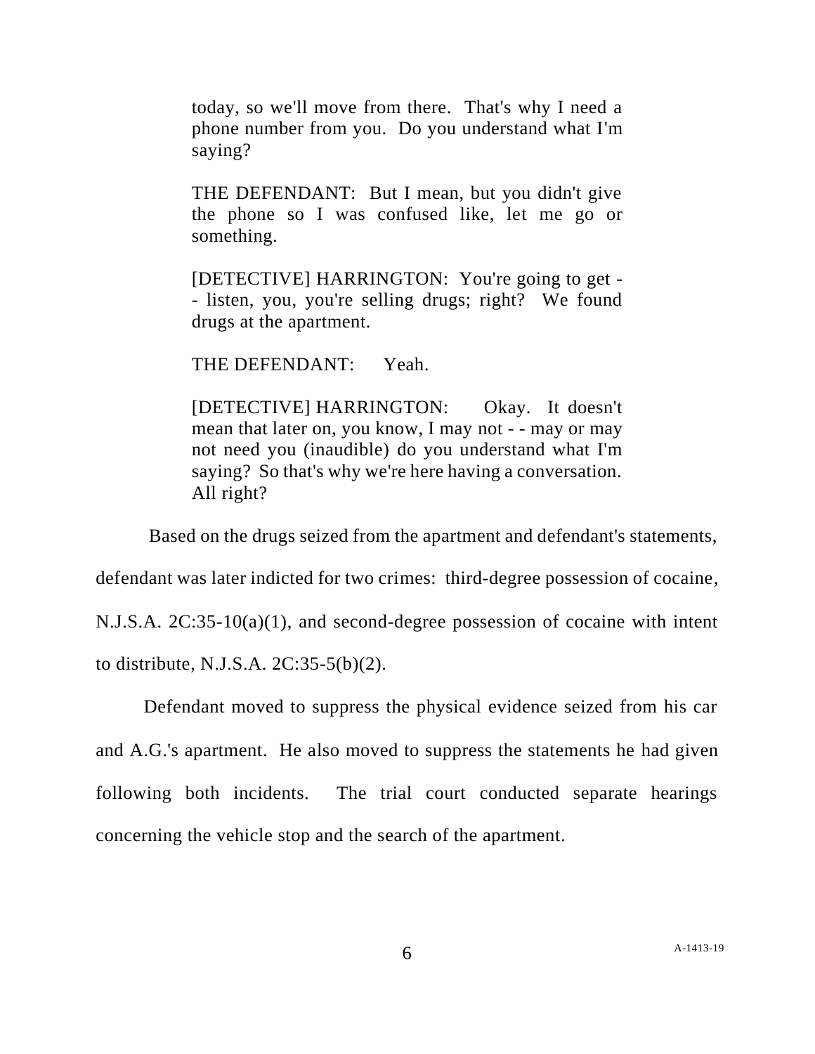> today, so we'll move from there. That's why I need a phone number from you. Do you understand what I'm saying?
>
> THE DEFENDANT: But I mean, but you didn't give the phone so I was confused like, let me go or something.
>
> [DETECTIVE] HARRINGTON: You're going to get - - listen, you, you're selling drugs; right? We found drugs at the apartment.
>
> THE DEFENDANT: Yeah.
>
> [DETECTIVE] HARRINGTON: Okay. It doesn't mean that later on, you know, I may not - - may or may not need you (inaudible) do you understand what I'm saying? So that's why we're here having a conversation. All right?

Based on the drugs seized from the apartment and defendant's statements, defendant was later indicted for two crimes: third-degree possession of cocaine, N.J.S.A. 2C:35-10(a)(1), and second-degree possession of cocaine with intent to distribute, N.J.S.A. 2C:35-5(b)(2).

Defendant moved to suppress the physical evidence seized from his car and A.G.'s apartment. He also moved to suppress the statements he had given following both incidents. The trial court conducted separate hearings concerning the vehicle stop and the search of the apartment.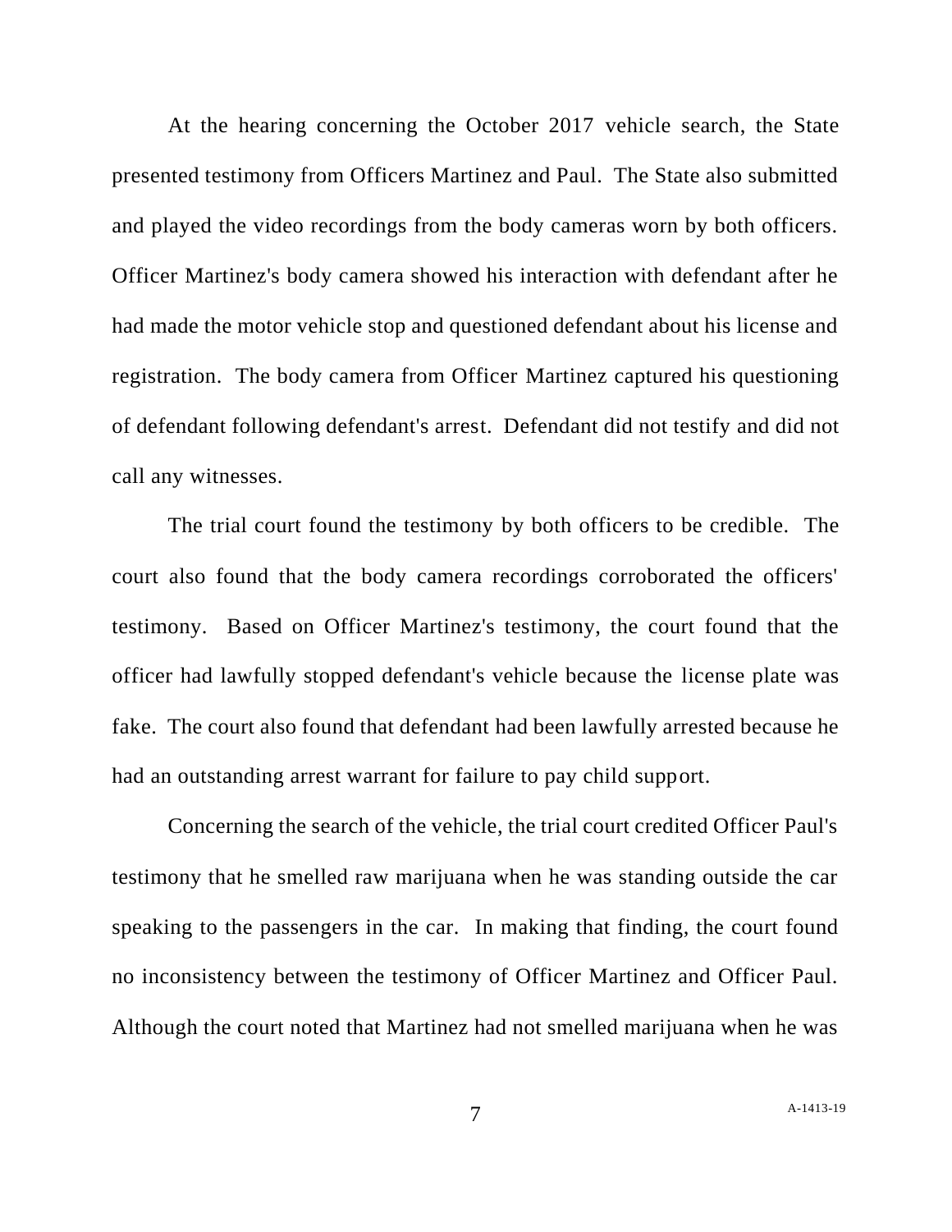At the hearing concerning the October 2017 vehicle search, the State presented testimony from Officers Martinez and Paul. The State also submitted and played the video recordings from the body cameras worn by both officers. Officer Martinez's body camera showed his interaction with defendant after he had made the motor vehicle stop and questioned defendant about his license and registration. The body camera from Officer Martinez captured his questioning of defendant following defendant's arrest. Defendant did not testify and did not call any witnesses.

The trial court found the testimony by both officers to be credible. The court also found that the body camera recordings corroborated the officers' testimony. Based on Officer Martinez's testimony, the court found that the officer had lawfully stopped defendant's vehicle because the license plate was fake. The court also found that defendant had been lawfully arrested because he had an outstanding arrest warrant for failure to pay child support.

Concerning the search of the vehicle, the trial court credited Officer Paul's testimony that he smelled raw marijuana when he was standing outside the car speaking to the passengers in the car. In making that finding, the court found no inconsistency between the testimony of Officer Martinez and Officer Paul. Although the court noted that Martinez had not smelled marijuana when he was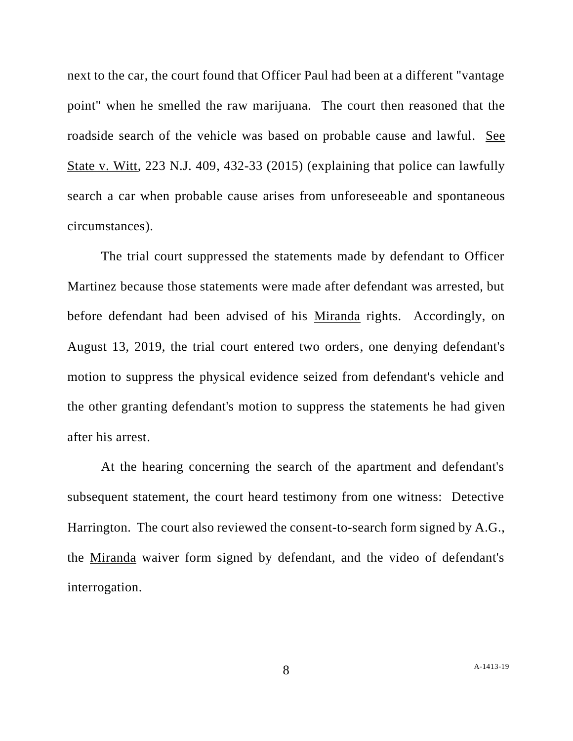next to the car, the court found that Officer Paul had been at a different "vantage point" when he smelled the raw marijuana. The court then reasoned that the roadside search of the vehicle was based on probable cause and lawful. See State v. Witt, 223 N.J. 409, 432-33 (2015) (explaining that police can lawfully search a car when probable cause arises from unforeseeable and spontaneous circumstances).

The trial court suppressed the statements made by defendant to Officer Martinez because those statements were made after defendant was arrested, but before defendant had been advised of his Miranda rights. Accordingly, on August 13, 2019, the trial court entered two orders, one denying defendant's motion to suppress the physical evidence seized from defendant's vehicle and the other granting defendant's motion to suppress the statements he had given after his arrest.

At the hearing concerning the search of the apartment and defendant's subsequent statement, the court heard testimony from one witness: Detective Harrington. The court also reviewed the consent-to-search form signed by A.G., the Miranda waiver form signed by defendant, and the video of defendant's interrogation.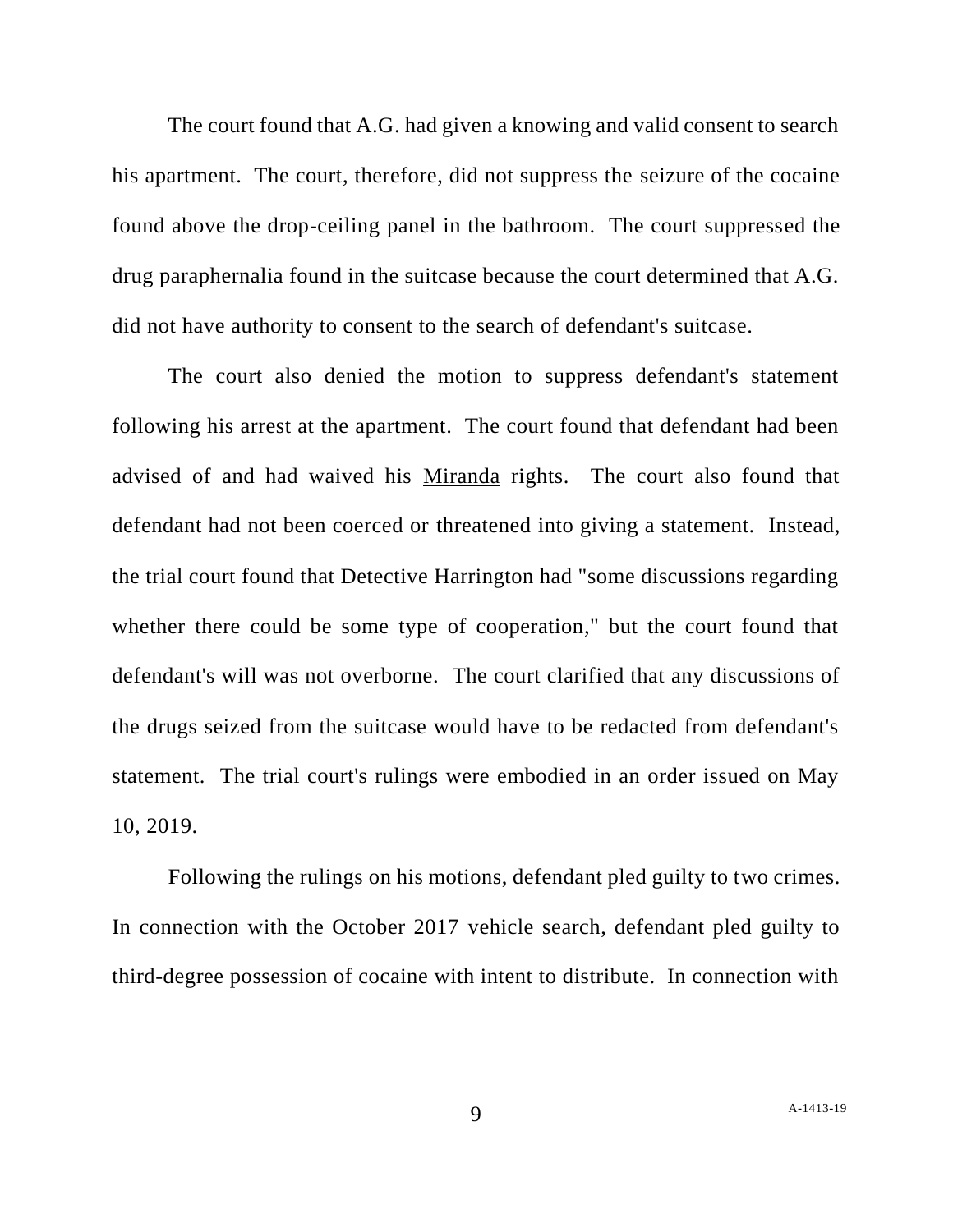The court found that A.G. had given a knowing and valid consent to search his apartment. The court, therefore, did not suppress the seizure of the cocaine found above the drop-ceiling panel in the bathroom. The court suppressed the drug paraphernalia found in the suitcase because the court determined that A.G. did not have authority to consent to the search of defendant's suitcase.

The court also denied the motion to suppress defendant's statement following his arrest at the apartment. The court found that defendant had been advised of and had waived his Miranda rights. The court also found that defendant had not been coerced or threatened into giving a statement. Instead, the trial court found that Detective Harrington had "some discussions regarding whether there could be some type of cooperation," but the court found that defendant's will was not overborne. The court clarified that any discussions of the drugs seized from the suitcase would have to be redacted from defendant's statement. The trial court's rulings were embodied in an order issued on May 10, 2019.

Following the rulings on his motions, defendant pled guilty to two crimes. In connection with the October 2017 vehicle search, defendant pled guilty to third-degree possession of cocaine with intent to distribute. In connection with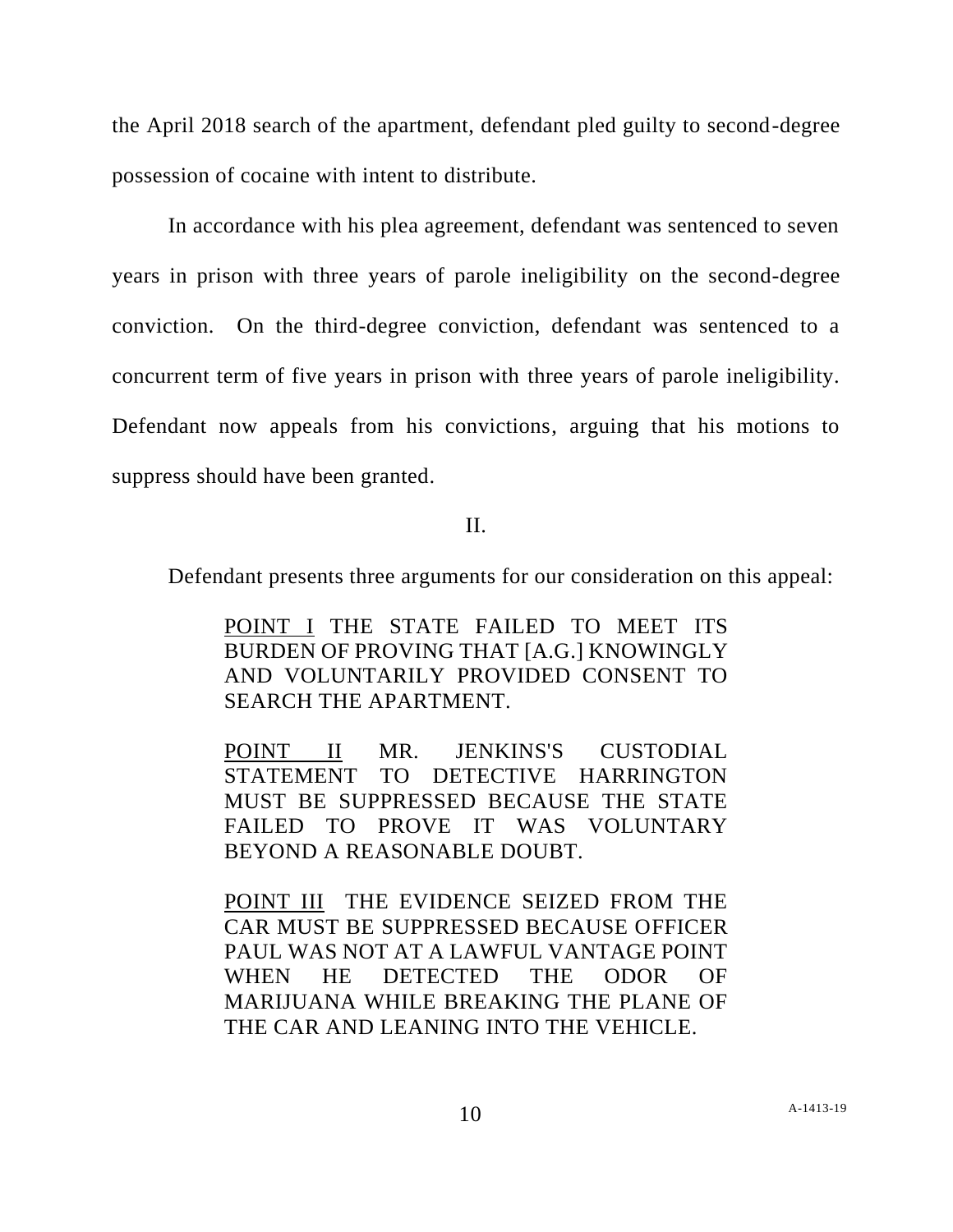the April 2018 search of the apartment, defendant pled guilty to second-degree possession of cocaine with intent to distribute.

In accordance with his plea agreement, defendant was sentenced to seven years in prison with three years of parole ineligibility on the second-degree conviction. On the third-degree conviction, defendant was sentenced to a concurrent term of five years in prison with three years of parole ineligibility. Defendant now appeals from his convictions, arguing that his motions to suppress should have been granted.

II.

Defendant presents three arguments for our consideration on this appeal:

> POINT I THE STATE FAILED TO MEET ITS BURDEN OF PROVING THAT [A.G.] KNOWINGLY AND VOLUNTARILY PROVIDED CONSENT TO SEARCH THE APARTMENT.
>
> POINT II MR. JENKINS'S CUSTODIAL STATEMENT TO DETECTIVE HARRINGTON MUST BE SUPPRESSED BECAUSE THE STATE FAILED TO PROVE IT WAS VOLUNTARY BEYOND A REASONABLE DOUBT.
>
> POINT III THE EVIDENCE SEIZED FROM THE CAR MUST BE SUPPRESSED BECAUSE OFFICER PAUL WAS NOT AT A LAWFUL VANTAGE POINT WHEN HE DETECTED THE ODOR OF MARIJUANA WHILE BREAKING THE PLANE OF THE CAR AND LEANING INTO THE VEHICLE.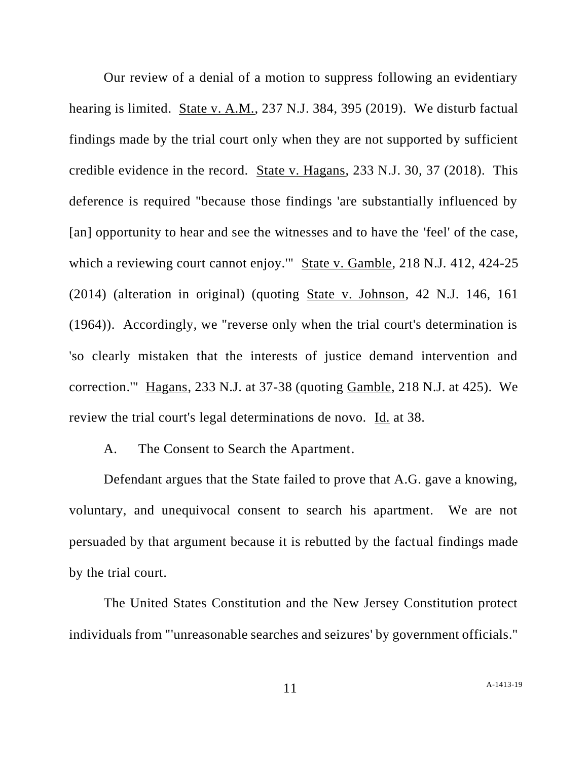Our review of a denial of a motion to suppress following an evidentiary hearing is limited. State v. A.M., 237 N.J. 384, 395 (2019). We disturb factual findings made by the trial court only when they are not supported by sufficient credible evidence in the record. State v. Hagans, 233 N.J. 30, 37 (2018). This deference is required "because those findings 'are substantially influenced by [an] opportunity to hear and see the witnesses and to have the 'feel' of the case, which a reviewing court cannot enjoy.'" State v. Gamble, 218 N.J. 412, 424-25 (2014) (alteration in original) (quoting State v. Johnson, 42 N.J. 146, 161 (1964)). Accordingly, we "reverse only when the trial court's determination is 'so clearly mistaken that the interests of justice demand intervention and correction.'" Hagans, 233 N.J. at 37-38 (quoting Gamble, 218 N.J. at 425). We review the trial court's legal determinations de novo. Id. at 38.

A. The Consent to Search the Apartment.

Defendant argues that the State failed to prove that A.G. gave a knowing, voluntary, and unequivocal consent to search his apartment. We are not persuaded by that argument because it is rebutted by the factual findings made by the trial court.

The United States Constitution and the New Jersey Constitution protect individuals from "'unreasonable searches and seizures' by government officials."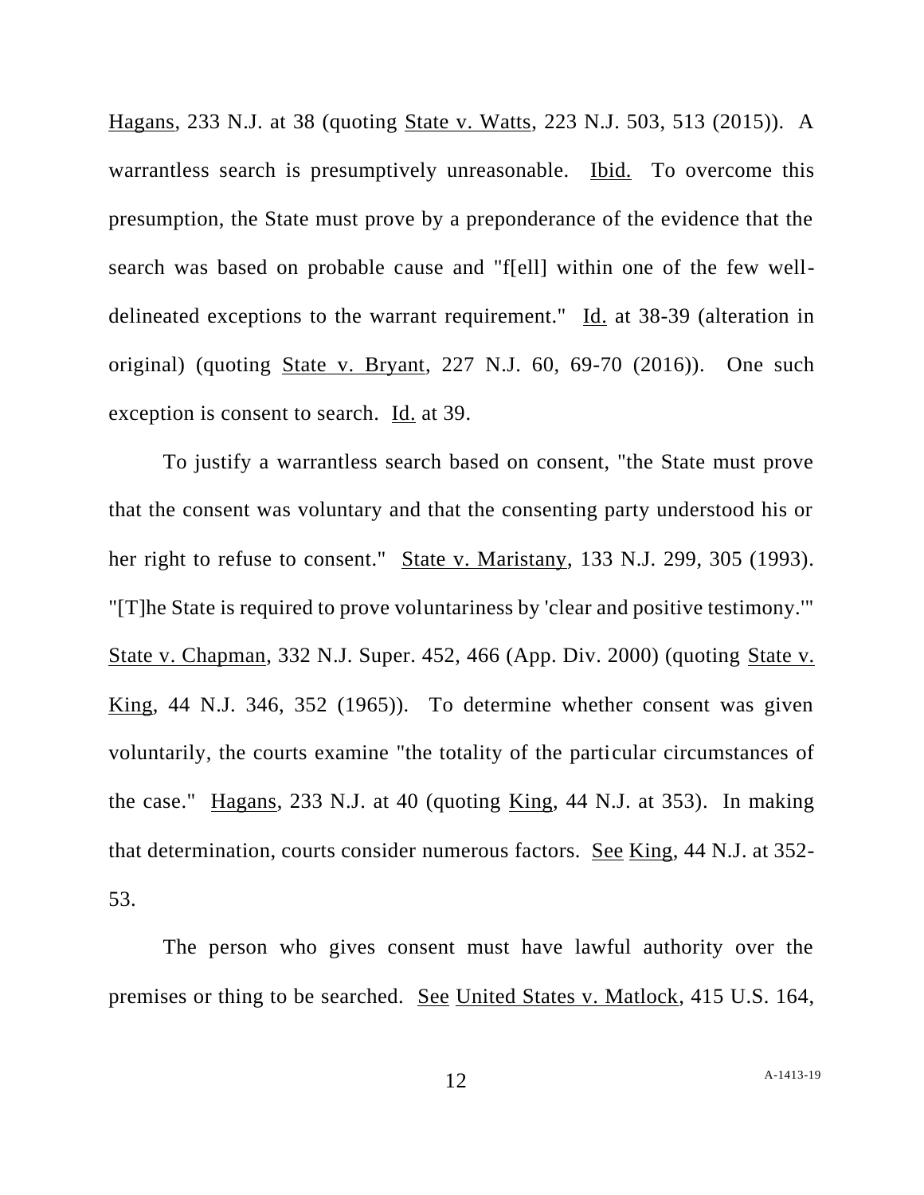Hagans, 233 N.J. at 38 (quoting State v. Watts, 223 N.J. 503, 513 (2015)). A warrantless search is presumptively unreasonable. Ibid. To overcome this presumption, the State must prove by a preponderance of the evidence that the search was based on probable cause and "f[ell] within one of the few well-delineated exceptions to the warrant requirement." Id. at 38-39 (alteration in original) (quoting State v. Bryant, 227 N.J. 60, 69-70 (2016)). One such exception is consent to search. Id. at 39.

To justify a warrantless search based on consent, "the State must prove that the consent was voluntary and that the consenting party understood his or her right to refuse to consent." State v. Maristany, 133 N.J. 299, 305 (1993). "[T]he State is required to prove voluntariness by 'clear and positive testimony.'" State v. Chapman, 332 N.J. Super. 452, 466 (App. Div. 2000) (quoting State v. King, 44 N.J. 346, 352 (1965)). To determine whether consent was given voluntarily, the courts examine "the totality of the particular circumstances of the case." Hagans, 233 N.J. at 40 (quoting King, 44 N.J. at 353). In making that determination, courts consider numerous factors. See King, 44 N.J. at 352-53.

The person who gives consent must have lawful authority over the premises or thing to be searched. See United States v. Matlock, 415 U.S. 164,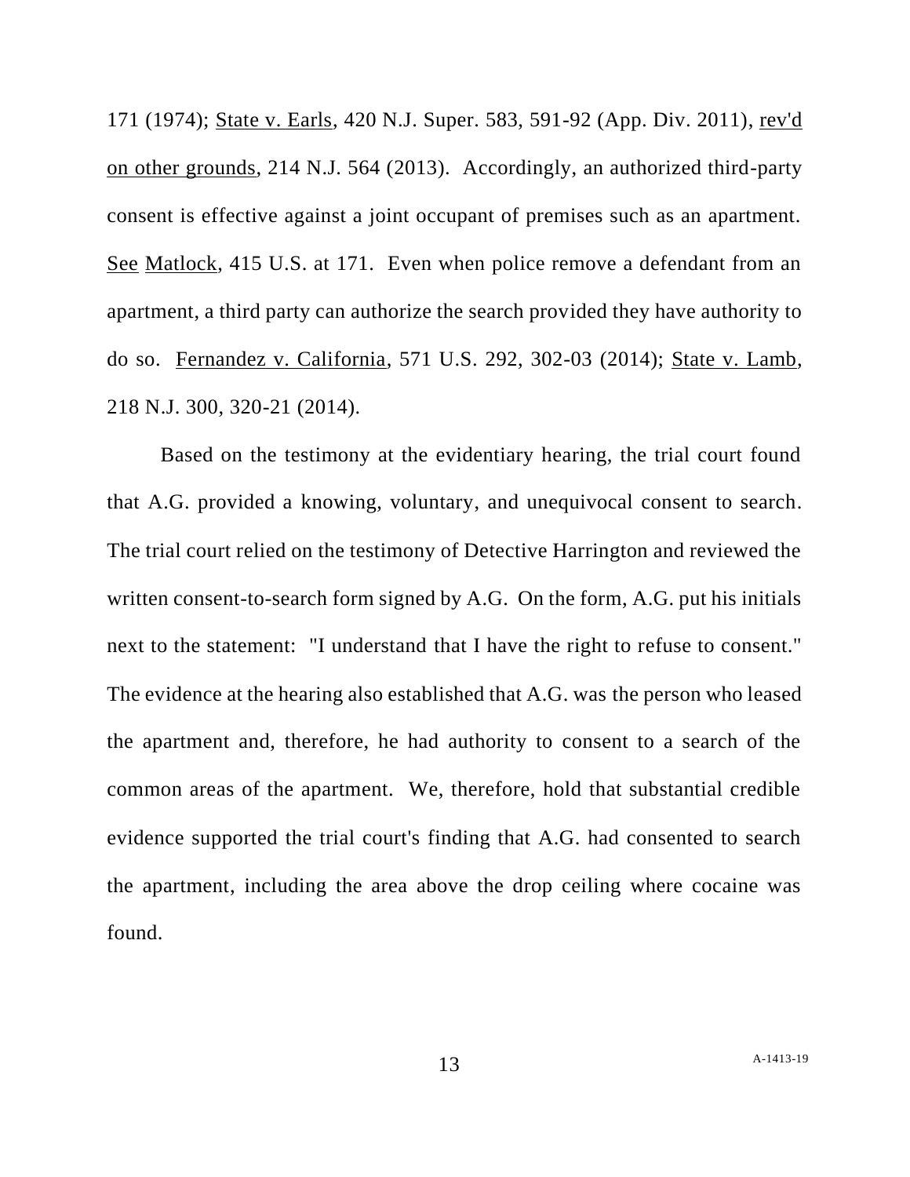171 (1974); State v. Earls, 420 N.J. Super. 583, 591-92 (App. Div. 2011), rev'd on other grounds, 214 N.J. 564 (2013). Accordingly, an authorized third-party consent is effective against a joint occupant of premises such as an apartment. See Matlock, 415 U.S. at 171. Even when police remove a defendant from an apartment, a third party can authorize the search provided they have authority to do so. Fernandez v. California, 571 U.S. 292, 302-03 (2014); State v. Lamb, 218 N.J. 300, 320-21 (2014).

Based on the testimony at the evidentiary hearing, the trial court found that A.G. provided a knowing, voluntary, and unequivocal consent to search. The trial court relied on the testimony of Detective Harrington and reviewed the written consent-to-search form signed by A.G. On the form, A.G. put his initials next to the statement: "I understand that I have the right to refuse to consent." The evidence at the hearing also established that A.G. was the person who leased the apartment and, therefore, he had authority to consent to a search of the common areas of the apartment. We, therefore, hold that substantial credible evidence supported the trial court's finding that A.G. had consented to search the apartment, including the area above the drop ceiling where cocaine was found.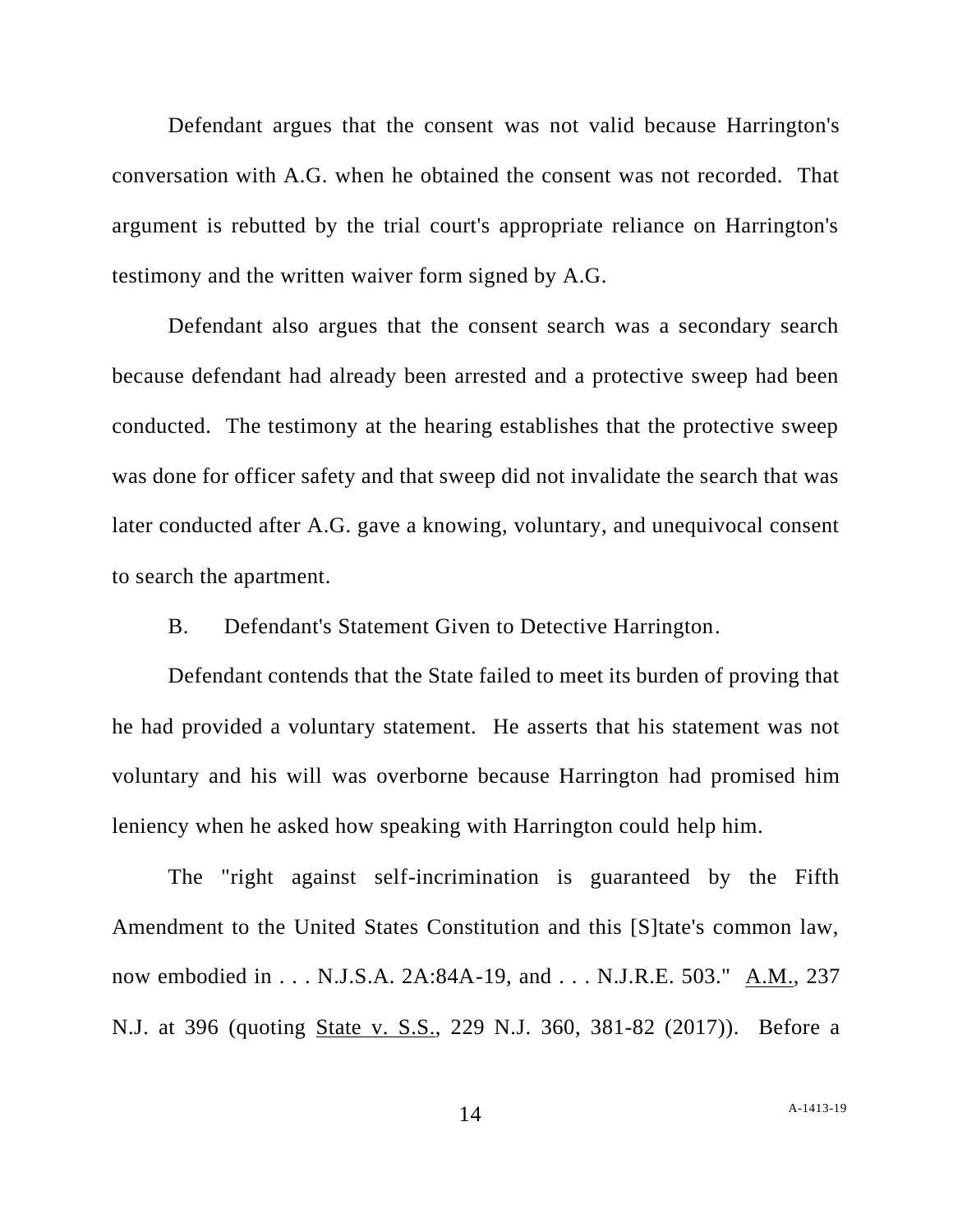Defendant argues that the consent was not valid because Harrington's conversation with A.G. when he obtained the consent was not recorded. That argument is rebutted by the trial court's appropriate reliance on Harrington's testimony and the written waiver form signed by A.G.

Defendant also argues that the consent search was a secondary search because defendant had already been arrested and a protective sweep had been conducted. The testimony at the hearing establishes that the protective sweep was done for officer safety and that sweep did not invalidate the search that was later conducted after A.G. gave a knowing, voluntary, and unequivocal consent to search the apartment.

B. Defendant's Statement Given to Detective Harrington.

Defendant contends that the State failed to meet its burden of proving that he had provided a voluntary statement. He asserts that his statement was not voluntary and his will was overborne because Harrington had promised him leniency when he asked how speaking with Harrington could help him.

The "right against self-incrimination is guaranteed by the Fifth Amendment to the United States Constitution and this [S]tate's common law, now embodied in . . . N.J.S.A. 2A:84A-19, and . . . N.J.R.E. 503." A.M., 237 N.J. at 396 (quoting State v. S.S., 229 N.J. 360, 381-82 (2017)). Before a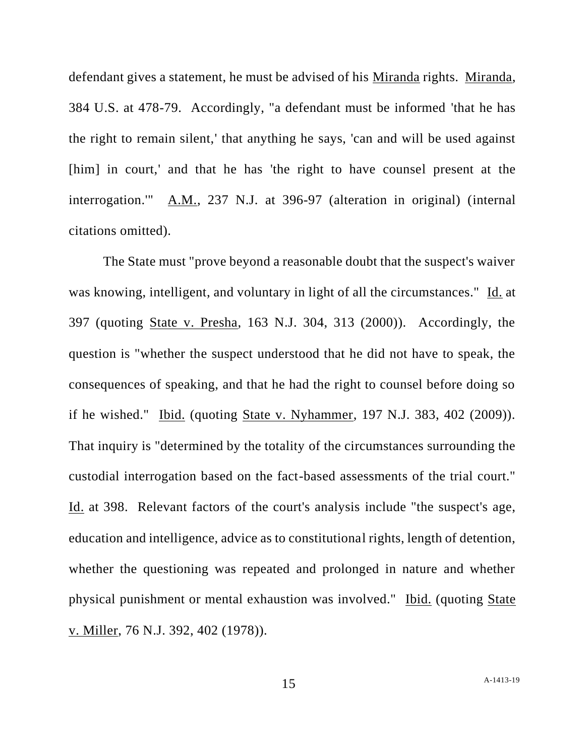defendant gives a statement, he must be advised of his Miranda rights. Miranda, 384 U.S. at 478-79. Accordingly, "a defendant must be informed 'that he has the right to remain silent,' that anything he says, 'can and will be used against [him] in court,' and that he has 'the right to have counsel present at the interrogation.'" A.M., 237 N.J. at 396-97 (alteration in original) (internal citations omitted).

The State must "prove beyond a reasonable doubt that the suspect's waiver was knowing, intelligent, and voluntary in light of all the circumstances." Id. at 397 (quoting State v. Presha, 163 N.J. 304, 313 (2000)). Accordingly, the question is "whether the suspect understood that he did not have to speak, the consequences of speaking, and that he had the right to counsel before doing so if he wished." Ibid. (quoting State v. Nyhammer, 197 N.J. 383, 402 (2009)). That inquiry is "determined by the totality of the circumstances surrounding the custodial interrogation based on the fact-based assessments of the trial court." Id. at 398. Relevant factors of the court's analysis include "the suspect's age, education and intelligence, advice as to constitutional rights, length of detention, whether the questioning was repeated and prolonged in nature and whether physical punishment or mental exhaustion was involved." Ibid. (quoting State v. Miller, 76 N.J. 392, 402 (1978)).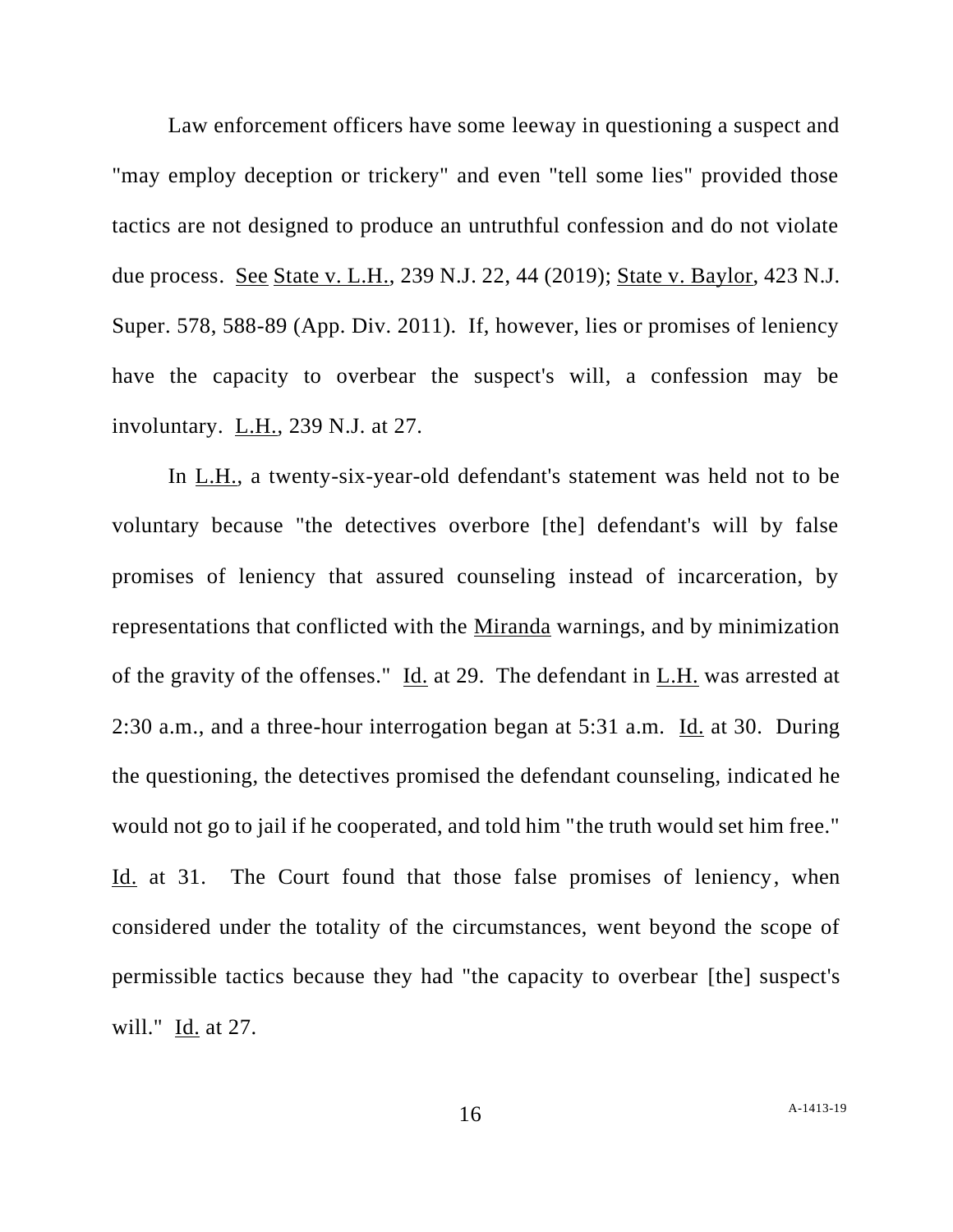Law enforcement officers have some leeway in questioning a suspect and "may employ deception or trickery" and even "tell some lies" provided those tactics are not designed to produce an untruthful confession and do not violate due process. See State v. L.H., 239 N.J. 22, 44 (2019); State v. Baylor, 423 N.J. Super. 578, 588-89 (App. Div. 2011). If, however, lies or promises of leniency have the capacity to overbear the suspect's will, a confession may be involuntary. L.H., 239 N.J. at 27.

In L.H., a twenty-six-year-old defendant's statement was held not to be voluntary because "the detectives overbore [the] defendant's will by false promises of leniency that assured counseling instead of incarceration, by representations that conflicted with the Miranda warnings, and by minimization of the gravity of the offenses." Id. at 29. The defendant in L.H. was arrested at 2:30 a.m., and a three-hour interrogation began at 5:31 a.m. Id. at 30. During the questioning, the detectives promised the defendant counseling, indicated he would not go to jail if he cooperated, and told him "the truth would set him free." Id. at 31. The Court found that those false promises of leniency, when considered under the totality of the circumstances, went beyond the scope of permissible tactics because they had "the capacity to overbear [the] suspect's will." Id. at 27.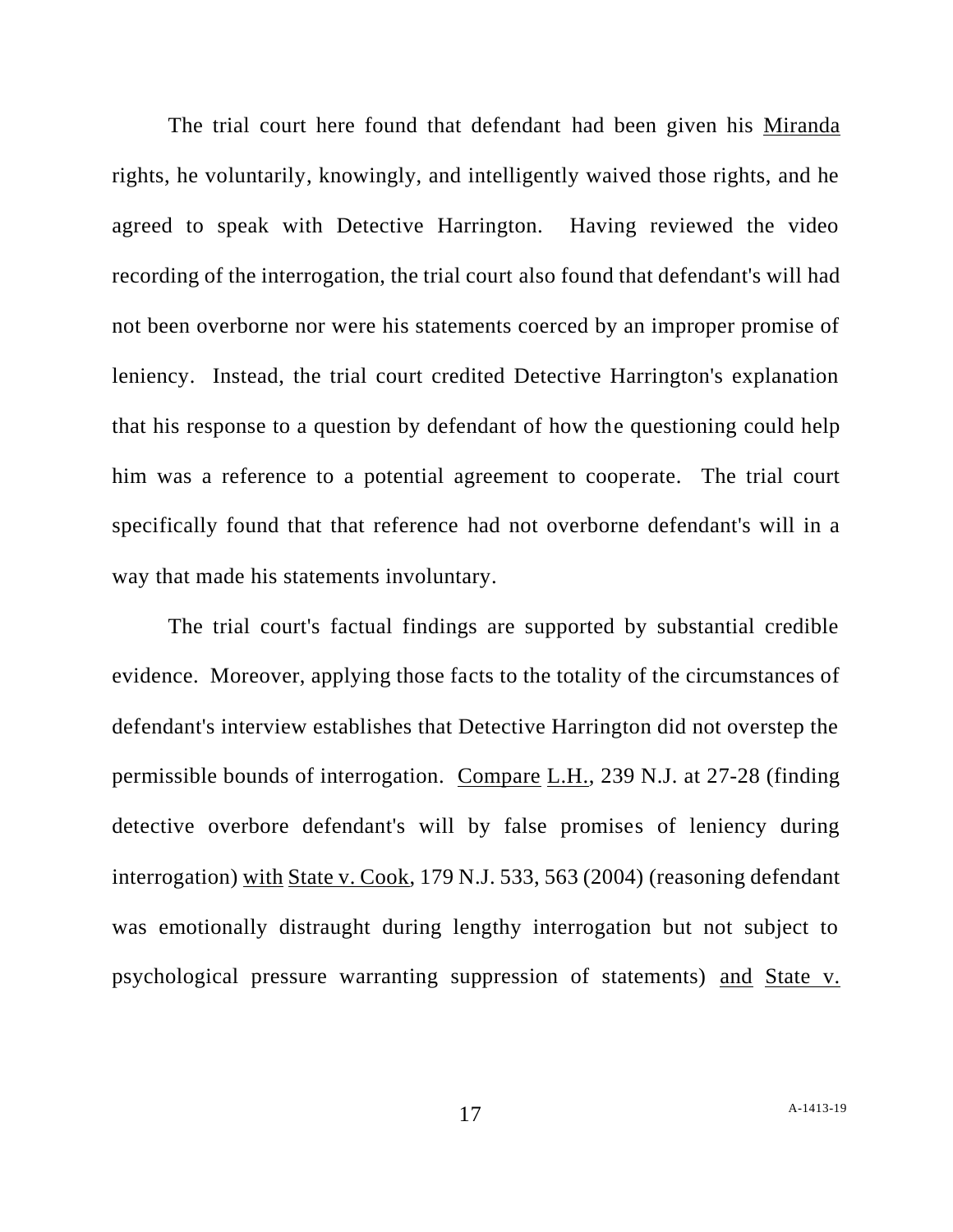The trial court here found that defendant had been given his Miranda rights, he voluntarily, knowingly, and intelligently waived those rights, and he agreed to speak with Detective Harrington. Having reviewed the video recording of the interrogation, the trial court also found that defendant's will had not been overborne nor were his statements coerced by an improper promise of leniency. Instead, the trial court credited Detective Harrington's explanation that his response to a question by defendant of how the questioning could help him was a reference to a potential agreement to cooperate. The trial court specifically found that that reference had not overborne defendant's will in a way that made his statements involuntary.

The trial court's factual findings are supported by substantial credible evidence. Moreover, applying those facts to the totality of the circumstances of defendant's interview establishes that Detective Harrington did not overstep the permissible bounds of interrogation. Compare L.H., 239 N.J. at 27-28 (finding detective overbore defendant's will by false promises of leniency during interrogation) with State v. Cook, 179 N.J. 533, 563 (2004) (reasoning defendant was emotionally distraught during lengthy interrogation but not subject to psychological pressure warranting suppression of statements) and State v.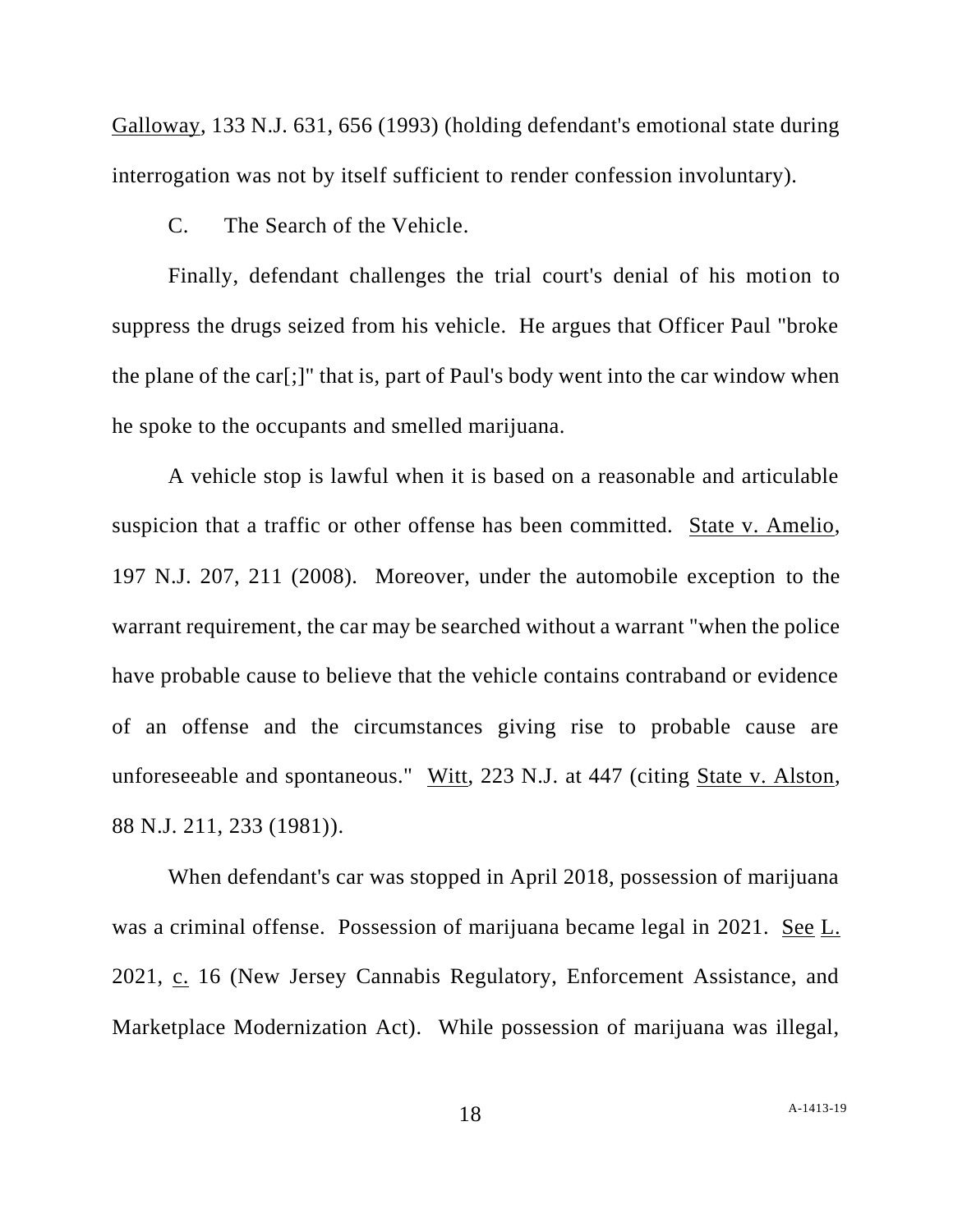Galloway, 133 N.J. 631, 656 (1993) (holding defendant's emotional state during interrogation was not by itself sufficient to render confession involuntary).

C. The Search of the Vehicle.

Finally, defendant challenges the trial court's denial of his motion to suppress the drugs seized from his vehicle. He argues that Officer Paul "broke the plane of the car[;]" that is, part of Paul's body went into the car window when he spoke to the occupants and smelled marijuana.

A vehicle stop is lawful when it is based on a reasonable and articulable suspicion that a traffic or other offense has been committed. State v. Amelio, 197 N.J. 207, 211 (2008). Moreover, under the automobile exception to the warrant requirement, the car may be searched without a warrant "when the police have probable cause to believe that the vehicle contains contraband or evidence of an offense and the circumstances giving rise to probable cause are unforeseeable and spontaneous." Witt, 223 N.J. at 447 (citing State v. Alston, 88 N.J. 211, 233 (1981)).

When defendant's car was stopped in April 2018, possession of marijuana was a criminal offense. Possession of marijuana became legal in 2021. See L. 2021, c. 16 (New Jersey Cannabis Regulatory, Enforcement Assistance, and Marketplace Modernization Act). While possession of marijuana was illegal,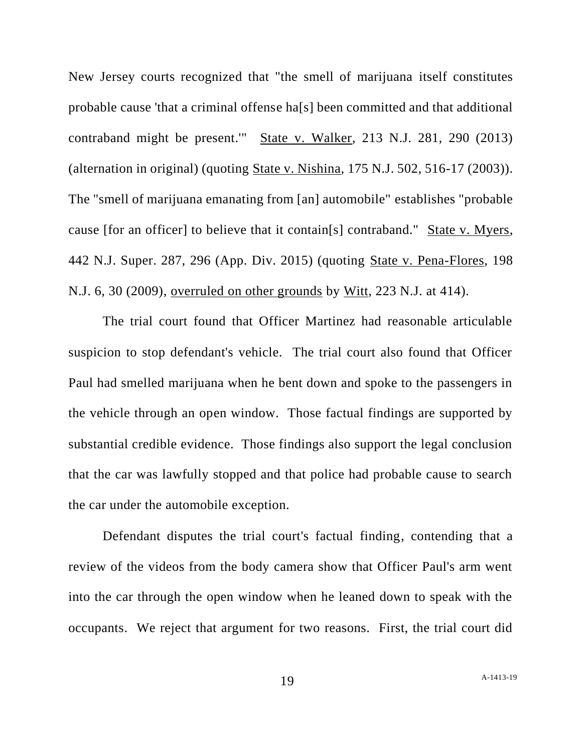New Jersey courts recognized that "the smell of marijuana itself constitutes probable cause 'that a criminal offense ha[s] been committed and that additional contraband might be present.'" State v. Walker, 213 N.J. 281, 290 (2013) (alternation in original) (quoting State v. Nishina, 175 N.J. 502, 516-17 (2003)). The "smell of marijuana emanating from [an] automobile" establishes "probable cause [for an officer] to believe that it contain[s] contraband." State v. Myers, 442 N.J. Super. 287, 296 (App. Div. 2015) (quoting State v. Pena-Flores, 198 N.J. 6, 30 (2009), overruled on other grounds by Witt, 223 N.J. at 414).

The trial court found that Officer Martinez had reasonable articulable suspicion to stop defendant's vehicle. The trial court also found that Officer Paul had smelled marijuana when he bent down and spoke to the passengers in the vehicle through an open window. Those factual findings are supported by substantial credible evidence. Those findings also support the legal conclusion that the car was lawfully stopped and that police had probable cause to search the car under the automobile exception.

Defendant disputes the trial court's factual finding, contending that a review of the videos from the body camera show that Officer Paul's arm went into the car through the open window when he leaned down to speak with the occupants. We reject that argument for two reasons. First, the trial court did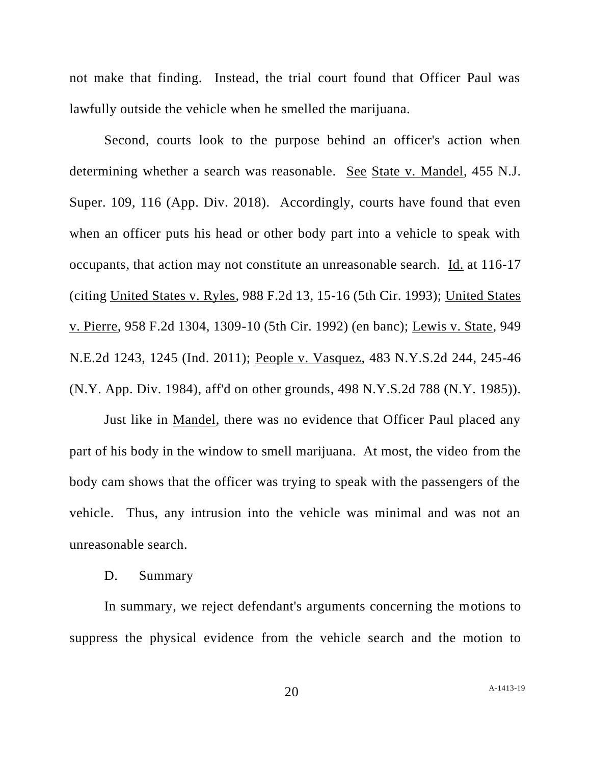not make that finding. Instead, the trial court found that Officer Paul was lawfully outside the vehicle when he smelled the marijuana.

Second, courts look to the purpose behind an officer's action when determining whether a search was reasonable. See State v. Mandel, 455 N.J. Super. 109, 116 (App. Div. 2018). Accordingly, courts have found that even when an officer puts his head or other body part into a vehicle to speak with occupants, that action may not constitute an unreasonable search. Id. at 116-17 (citing United States v. Ryles, 988 F.2d 13, 15-16 (5th Cir. 1993); United States v. Pierre, 958 F.2d 1304, 1309-10 (5th Cir. 1992) (en banc); Lewis v. State, 949 N.E.2d 1243, 1245 (Ind. 2011); People v. Vasquez, 483 N.Y.S.2d 244, 245-46 (N.Y. App. Div. 1984), aff'd on other grounds, 498 N.Y.S.2d 788 (N.Y. 1985)).

Just like in Mandel, there was no evidence that Officer Paul placed any part of his body in the window to smell marijuana. At most, the video from the body cam shows that the officer was trying to speak with the passengers of the vehicle. Thus, any intrusion into the vehicle was minimal and was not an unreasonable search.

D. Summary

In summary, we reject defendant's arguments concerning the motions to suppress the physical evidence from the vehicle search and the motion to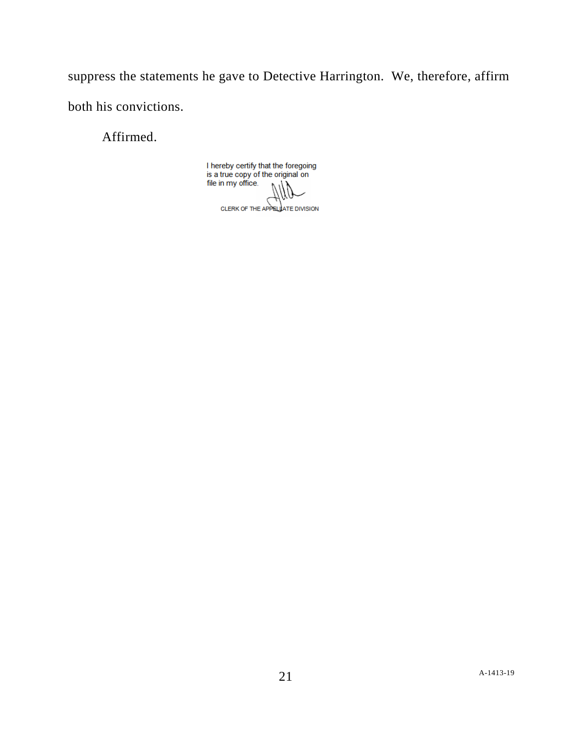suppress the statements he gave to Detective Harrington. We, therefore, affirm both his convictions.

Affirmed.

I hereby certify that the foregoing is a true copy of the original on file in my office.

CLERK OF THE APPELLATE DIVISION